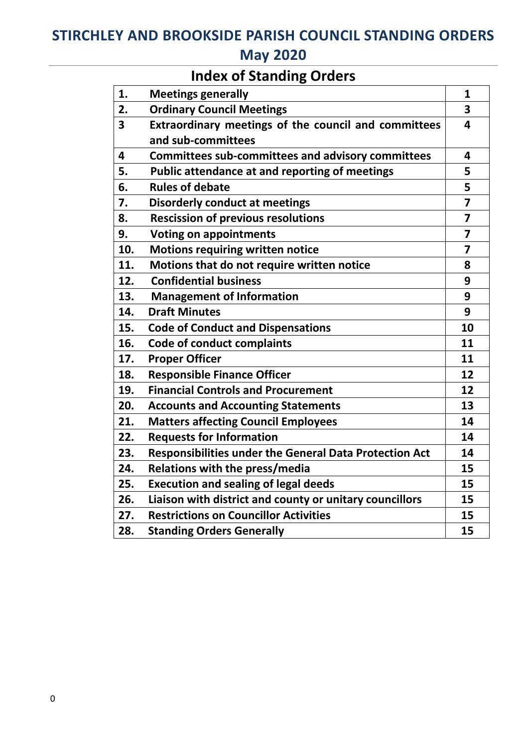# STIRCHLEY AND BROOKSIDE PARISH COUNCIL STANDING ORDERS

## May 2020

## Index of Standing Orders

| | | |
|---|---|---|
| **1.** | **Meetings generally** | **1** |
| **2.** | **Ordinary Council Meetings** | **3** |
| **3** | **Extraordinary meetings of the council and committees and sub-committees** | **4** |
| **4** | **Committees sub-committees and advisory committees** | **4** |
| **5.** | **Public attendance at and reporting of meetings** | **5** |
| **6.** | **Rules of debate** | **5** |
| **7.** | **Disorderly conduct at meetings** | **7** |
| **8.** | **Rescission of previous resolutions** | **7** |
| **9.** | **Voting on appointments** | **7** |
| **10.** | **Motions requiring written notice** | **7** |
| **11.** | **Motions that do not require written notice** | **8** |
| **12.** | **Confidential business** | **9** |
| **13.** | **Management of Information** | **9** |
| **14.** | **Draft Minutes** | **9** |
| **15.** | **Code of Conduct and Dispensations** | **10** |
| **16.** | **Code of conduct complaints** | **11** |
| **17.** | **Proper Officer** | **11** |
| **18.** | **Responsible Finance Officer** | **12** |
| **19.** | **Financial Controls and Procurement** | **12** |
| **20.** | **Accounts and Accounting Statements** | **13** |
| **21.** | **Matters affecting Council Employees** | **14** |
| **22.** | **Requests for Information** | **14** |
| **23.** | **Responsibilities under the General Data Protection Act** | **14** |
| **24.** | **Relations with the press/media** | **15** |
| **25.** | **Execution and sealing of legal deeds** | **15** |
| **26.** | **Liaison with district and county or unitary councillors** | **15** |
| **27.** | **Restrictions on Councillor Activities** | **15** |
| **28.** | **Standing Orders Generally** | **15** |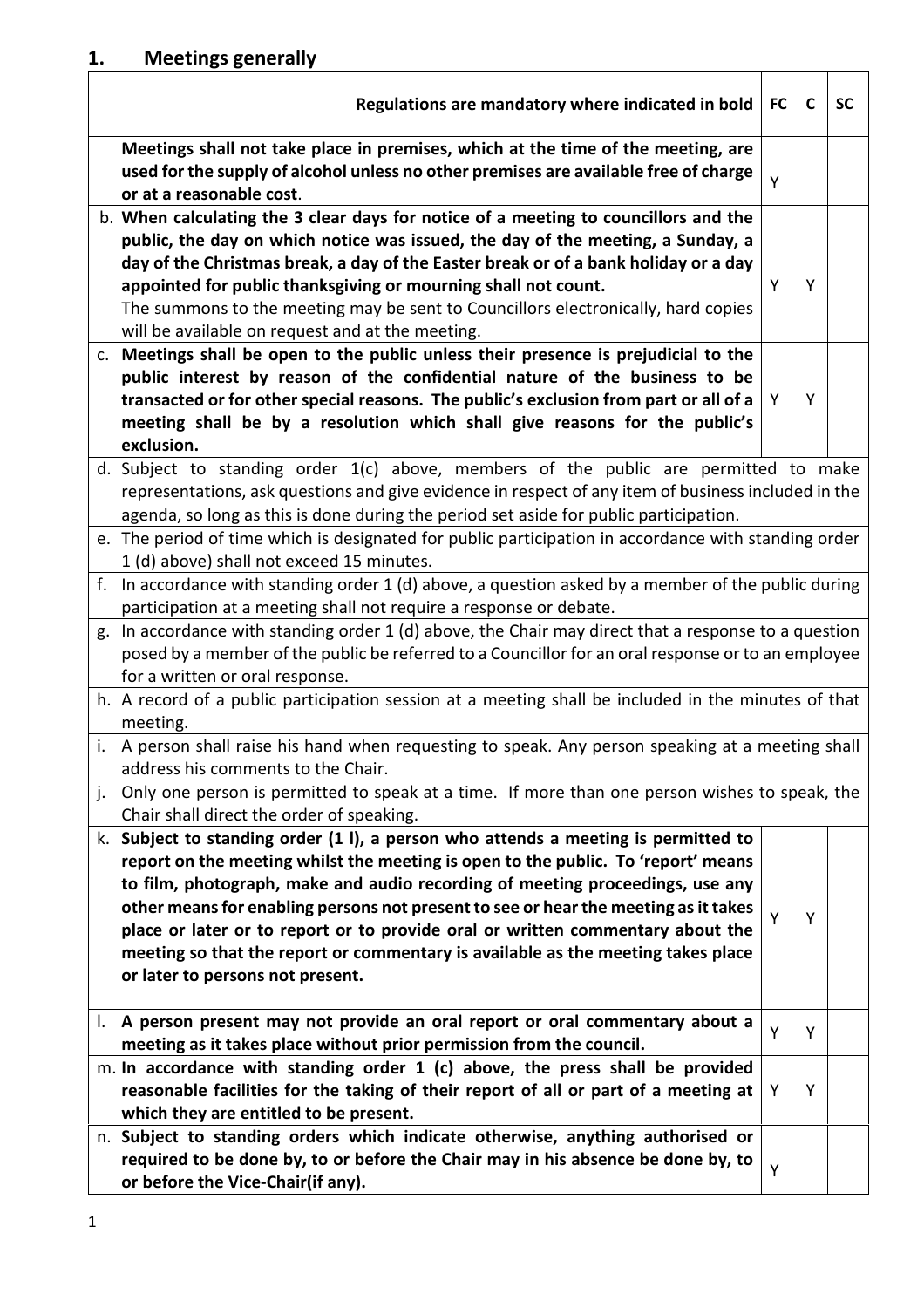## 1. Meetings generally

| Regulations are mandatory where indicated in bold | FC | C | SC |
|---|---|---|---|
| **Meetings shall not take place in premises, which at the time of the meeting, are used for the supply of alcohol unless no other premises are available free of charge or at a reasonable cost**. | Y | | |
| b. **When calculating the 3 clear days for notice of a meeting to councillors and the public, the day on which notice was issued, the day of the meeting, a Sunday, a day of the Christmas break, a day of the Easter break or of a bank holiday or a day appointed for public thanksgiving or mourning shall not count.** The summons to the meeting may be sent to Councillors electronically, hard copies will be available on request and at the meeting. | Y | Y | |
| c. **Meetings shall be open to the public unless their presence is prejudicial to the public interest by reason of the confidential nature of the business to be transacted or for other special reasons. The public's exclusion from part or all of a meeting shall be by a resolution which shall give reasons for the public's exclusion.** | Y | Y | |
| d. Subject to standing order 1(c) above, members of the public are permitted to make representations, ask questions and give evidence in respect of any item of business included in the agenda, so long as this is done during the period set aside for public participation. | | | |
| e. The period of time which is designated for public participation in accordance with standing order 1 (d) above) shall not exceed 15 minutes. | | | |
| f. In accordance with standing order 1 (d) above, a question asked by a member of the public during participation at a meeting shall not require a response or debate. | | | |
| g. In accordance with standing order 1 (d) above, the Chair may direct that a response to a question posed by a member of the public be referred to a Councillor for an oral response or to an employee for a written or oral response. | | | |
| h. A record of a public participation session at a meeting shall be included in the minutes of that meeting. | | | |
| i. A person shall raise his hand when requesting to speak. Any person speaking at a meeting shall address his comments to the Chair. | | | |
| j. Only one person is permitted to speak at a time. If more than one person wishes to speak, the Chair shall direct the order of speaking. | | | |
| k. **Subject to standing order (1 l), a person who attends a meeting is permitted to report on the meeting whilst the meeting is open to the public. To 'report' means to film, photograph, make and audio recording of meeting proceedings, use any other means for enabling persons not present to see or hear the meeting as it takes place or later or to report or to provide oral or written commentary about the meeting so that the report or commentary is available as the meeting takes place or later to persons not present.** | Y | Y | |
| l. **A person present may not provide an oral report or oral commentary about a meeting as it takes place without prior permission from the council.** | Y | Y | |
| m. **In accordance with standing order 1 (c) above, the press shall be provided reasonable facilities for the taking of their report of all or part of a meeting at which they are entitled to be present.** | Y | Y | |
| n. **Subject to standing orders which indicate otherwise, anything authorised or required to be done by, to or before the Chair may in his absence be done by, to or before the Vice-Chair(if any).** | Y | | |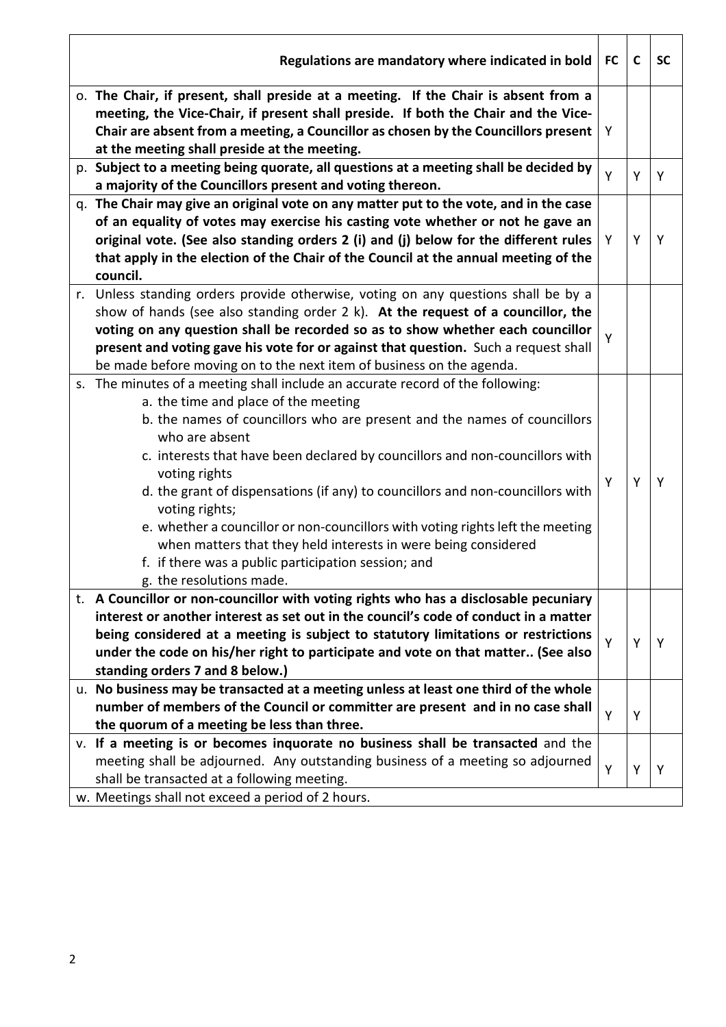| **Regulations are mandatory where indicated in bold** | **FC** | **C** | **SC** |
|---|---|---|---|
| o. **The Chair, if present, shall preside at a meeting. If the Chair is absent from a meeting, the Vice-Chair, if present shall preside. If both the Chair and the Vice-Chair are absent from a meeting, a Councillor as chosen by the Councillors present at the meeting shall preside at the meeting.** | Y | | |
| p. **Subject to a meeting being quorate, all questions at a meeting shall be decided by a majority of the Councillors present and voting thereon.** | Y | Y | Y |
| q. **The Chair may give an original vote on any matter put to the vote, and in the case of an equality of votes may exercise his casting vote whether or not he gave an original vote. (See also standing orders 2 (i) and (j) below for the different rules that apply in the election of the Chair of the Council at the annual meeting of the council.** | Y | Y | Y |
| r. Unless standing orders provide otherwise, voting on any questions shall be by a show of hands (see also standing order 2 k). **At the request of a councillor, the voting on any question shall be recorded so as to show whether each councillor present and voting gave his vote for or against that question.** Such a request shall be made before moving on to the next item of business on the agenda. | Y | | |
| s. The minutes of a meeting shall include an accurate record of the following:<br>a. the time and place of the meeting<br>b. the names of councillors who are present and the names of councillors who are absent<br>c. interests that have been declared by councillors and non-councillors with voting rights<br>d. the grant of dispensations (if any) to councillors and non-councillors with voting rights;<br>e. whether a councillor or non-councillors with voting rights left the meeting when matters that they held interests in were being considered<br>f. if there was a public participation session; and<br>g. the resolutions made. | Y | Y | Y |
| t. **A Councillor or non-councillor with voting rights who has a disclosable pecuniary interest or another interest as set out in the council's code of conduct in a matter being considered at a meeting is subject to statutory limitations or restrictions under the code on his/her right to participate and vote on that matter.. (See also standing orders 7 and 8 below.)** | Y | Y | Y |
| u. **No business may be transacted at a meeting unless at least one third of the whole number of members of the Council or committer are present and in no case shall the quorum of a meeting be less than three.** | Y | Y | |
| v. **If a meeting is or becomes inquorate no business shall be transacted** and the meeting shall be adjourned. Any outstanding business of a meeting so adjourned shall be transacted at a following meeting. | Y | Y | Y |
| w. Meetings shall not exceed a period of 2 hours. | | | |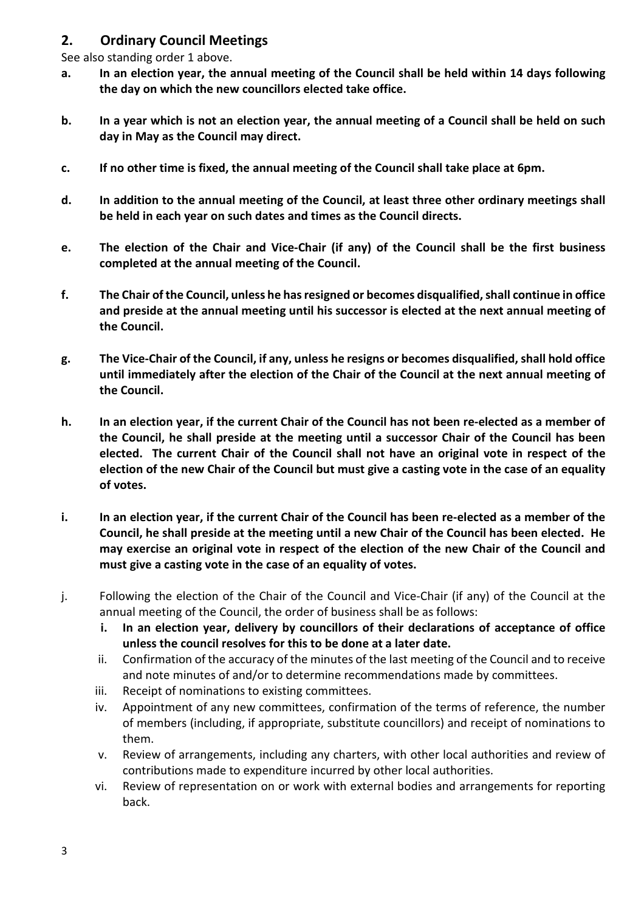## 2. Ordinary Council Meetings

See also standing order 1 above.

**a. In an election year, the annual meeting of the Council shall be held within 14 days following the day on which the new councillors elected take office.**

**b. In a year which is not an election year, the annual meeting of a Council shall be held on such day in May as the Council may direct.**

**c. If no other time is fixed, the annual meeting of the Council shall take place at 6pm.**

**d. In addition to the annual meeting of the Council, at least three other ordinary meetings shall be held in each year on such dates and times as the Council directs.**

**e. The election of the Chair and Vice-Chair (if any) of the Council shall be the first business completed at the annual meeting of the Council.**

**f. The Chair of the Council, unless he has resigned or becomes disqualified, shall continue in office and preside at the annual meeting until his successor is elected at the next annual meeting of the Council.**

**g. The Vice-Chair of the Council, if any, unless he resigns or becomes disqualified, shall hold office until immediately after the election of the Chair of the Council at the next annual meeting of the Council.**

**h. In an election year, if the current Chair of the Council has not been re-elected as a member of the Council, he shall preside at the meeting until a successor Chair of the Council has been elected. The current Chair of the Council shall not have an original vote in respect of the election of the new Chair of the Council but must give a casting vote in the case of an equality of votes.**

**i. In an election year, if the current Chair of the Council has been re-elected as a member of the Council, he shall preside at the meeting until a new Chair of the Council has been elected. He may exercise an original vote in respect of the election of the new Chair of the Council and must give a casting vote in the case of an equality of votes.**

j. Following the election of the Chair of the Council and Vice-Chair (if any) of the Council at the annual meeting of the Council, the order of business shall be as follows:

   i. **In an election year, delivery by councillors of their declarations of acceptance of office unless the council resolves for this to be done at a later date.**
   
   ii. Confirmation of the accuracy of the minutes of the last meeting of the Council and to receive and note minutes of and/or to determine recommendations made by committees.
   
   iii. Receipt of nominations to existing committees.
   
   iv. Appointment of any new committees, confirmation of the terms of reference, the number of members (including, if appropriate, substitute councillors) and receipt of nominations to them.
   
   v. Review of arrangements, including any charters, with other local authorities and review of contributions made to expenditure incurred by other local authorities.
   
   vi. Review of representation on or work with external bodies and arrangements for reporting back.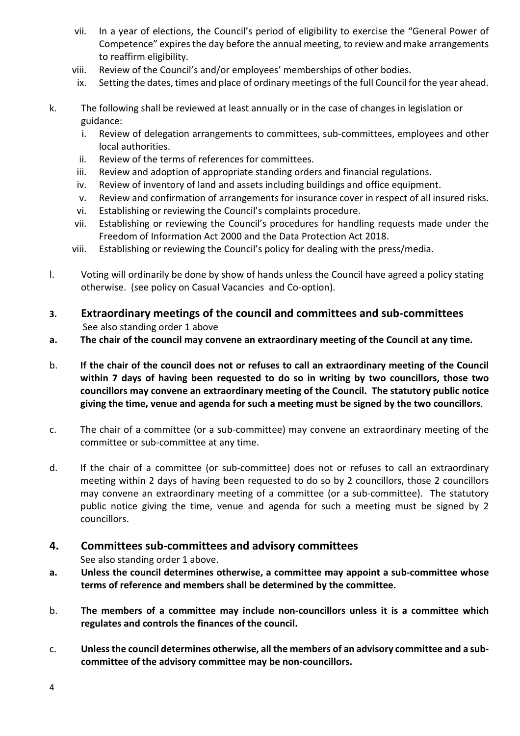- vii. In a year of elections, the Council's period of eligibility to exercise the "General Power of Competence" expires the day before the annual meeting, to review and make arrangements to reaffirm eligibility.
- viii. Review of the Council's and/or employees' memberships of other bodies.
- ix. Setting the dates, times and place of ordinary meetings of the full Council for the year ahead.

k. The following shall be reviewed at least annually or in the case of changes in legislation or guidance:

- i. Review of delegation arrangements to committees, sub-committees, employees and other local authorities.
- ii. Review of the terms of references for committees.
- iii. Review and adoption of appropriate standing orders and financial regulations.
- iv. Review of inventory of land and assets including buildings and office equipment.
- v. Review and confirmation of arrangements for insurance cover in respect of all insured risks.
- vi. Establishing or reviewing the Council's complaints procedure.
- vii. Establishing or reviewing the Council's procedures for handling requests made under the Freedom of Information Act 2000 and the Data Protection Act 2018.
- viii. Establishing or reviewing the Council's policy for dealing with the press/media.

l. Voting will ordinarily be done by show of hands unless the Council have agreed a policy stating otherwise. (see policy on Casual Vacancies and Co-option).

## 3. Extraordinary meetings of the council and committees and sub-committees

See also standing order 1 above

**a. The chair of the council may convene an extraordinary meeting of the Council at any time.**

b. **If the chair of the council does not or refuses to call an extraordinary meeting of the Council within 7 days of having been requested to do so in writing by two councillors, those two councillors may convene an extraordinary meeting of the Council. The statutory public notice giving the time, venue and agenda for such a meeting must be signed by the two councillors**.

c. The chair of a committee (or a sub-committee) may convene an extraordinary meeting of the committee or sub-committee at any time.

d. If the chair of a committee (or sub-committee) does not or refuses to call an extraordinary meeting within 2 days of having been requested to do so by 2 councillors, those 2 councillors may convene an extraordinary meeting of a committee (or a sub-committee). The statutory public notice giving the time, venue and agenda for such a meeting must be signed by 2 councillors.

## 4. Committees sub-committees and advisory committees

See also standing order 1 above.

**a. Unless the council determines otherwise, a committee may appoint a sub-committee whose terms of reference and members shall be determined by the committee.**

b. **The members of a committee may include non-councillors unless it is a committee which regulates and controls the finances of the council.**

c. **Unless the council determines otherwise, all the members of an advisory committee and a sub-committee of the advisory committee may be non-councillors.**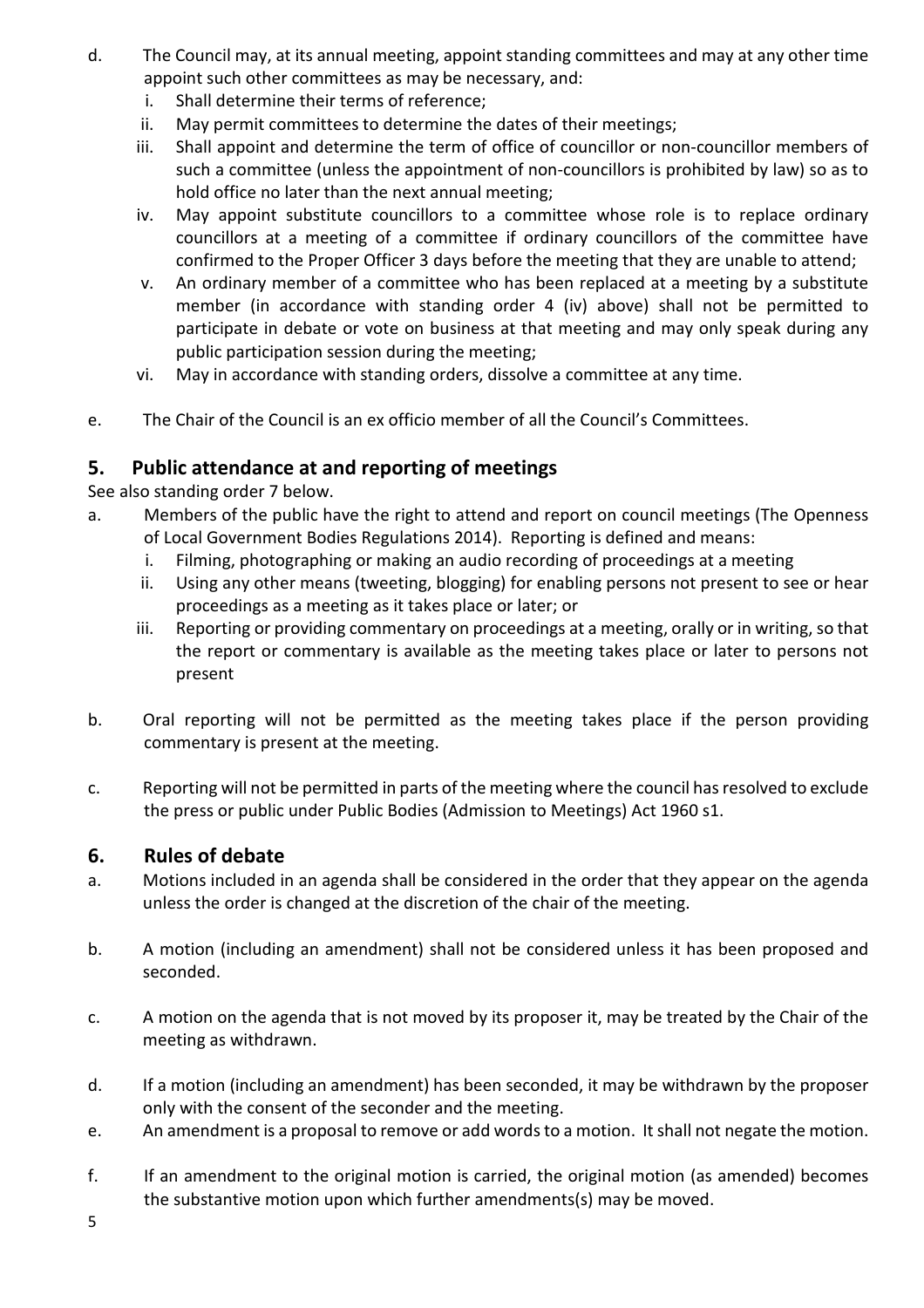d. The Council may, at its annual meeting, appoint standing committees and may at any other time appoint such other committees as may be necessary, and:
   i. Shall determine their terms of reference;
   ii. May permit committees to determine the dates of their meetings;
   iii. Shall appoint and determine the term of office of councillor or non-councillor members of such a committee (unless the appointment of non-councillors is prohibited by law) so as to hold office no later than the next annual meeting;
   iv. May appoint substitute councillors to a committee whose role is to replace ordinary councillors at a meeting of a committee if ordinary councillors of the committee have confirmed to the Proper Officer 3 days before the meeting that they are unable to attend;
   v. An ordinary member of a committee who has been replaced at a meeting by a substitute member (in accordance with standing order 4 (iv) above) shall not be permitted to participate in debate or vote on business at that meeting and may only speak during any public participation session during the meeting;
   vi. May in accordance with standing orders, dissolve a committee at any time.

e. The Chair of the Council is an ex officio member of all the Council's Committees.

## 5. Public attendance at and reporting of meetings

See also standing order 7 below.

a. Members of the public have the right to attend and report on council meetings (The Openness of Local Government Bodies Regulations 2014). Reporting is defined and means:
   i. Filming, photographing or making an audio recording of proceedings at a meeting
   ii. Using any other means (tweeting, blogging) for enabling persons not present to see or hear proceedings as a meeting as it takes place or later; or
   iii. Reporting or providing commentary on proceedings at a meeting, orally or in writing, so that the report or commentary is available as the meeting takes place or later to persons not present

b. Oral reporting will not be permitted as the meeting takes place if the person providing commentary is present at the meeting.

c. Reporting will not be permitted in parts of the meeting where the council has resolved to exclude the press or public under Public Bodies (Admission to Meetings) Act 1960 s1.

## 6. Rules of debate

a. Motions included in an agenda shall be considered in the order that they appear on the agenda unless the order is changed at the discretion of the chair of the meeting.

b. A motion (including an amendment) shall not be considered unless it has been proposed and seconded.

c. A motion on the agenda that is not moved by its proposer it, may be treated by the Chair of the meeting as withdrawn.

d. If a motion (including an amendment) has been seconded, it may be withdrawn by the proposer only with the consent of the seconder and the meeting.

e. An amendment is a proposal to remove or add words to a motion. It shall not negate the motion.

f. If an amendment to the original motion is carried, the original motion (as amended) becomes the substantive motion upon which further amendments(s) may be moved.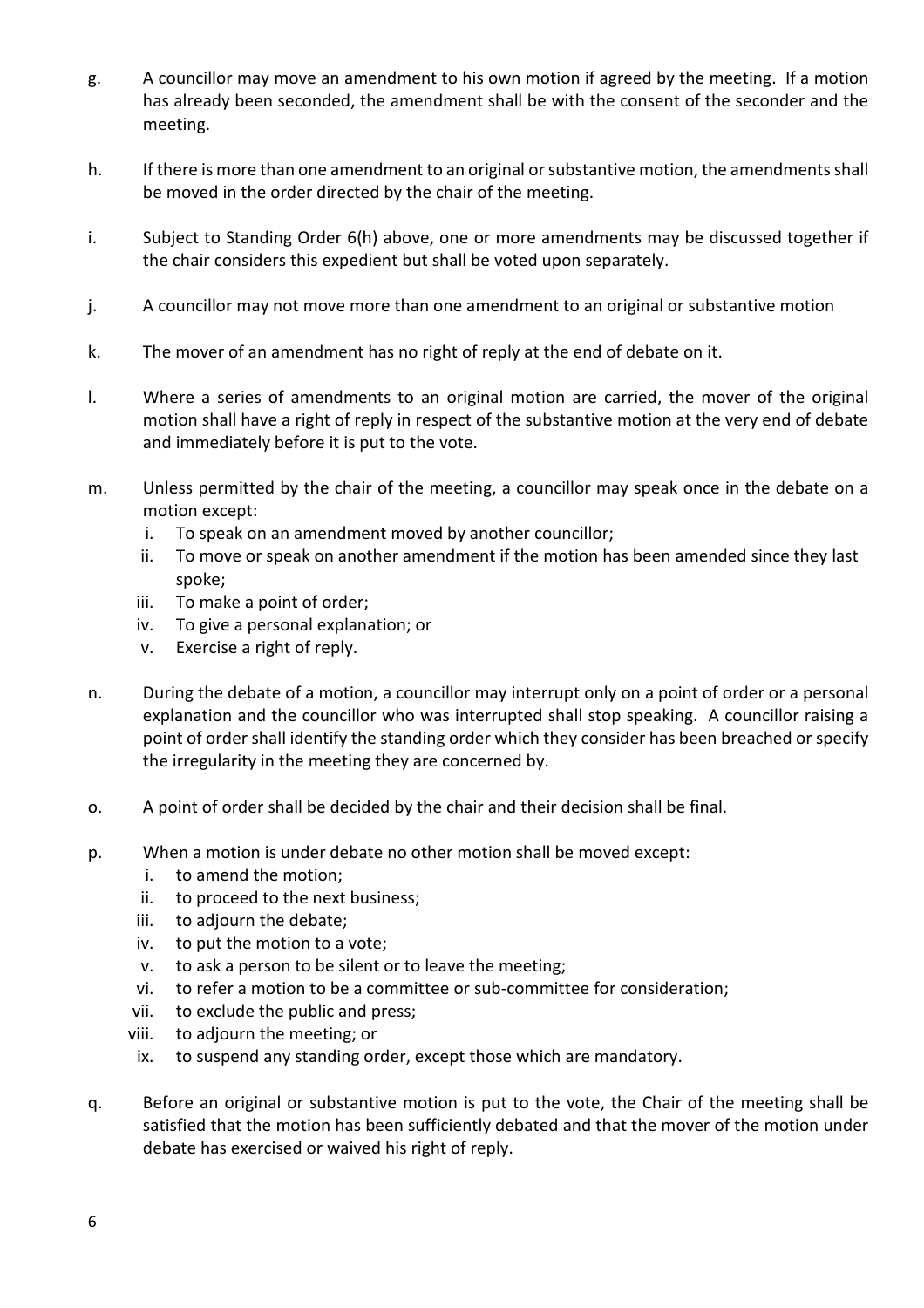g. A councillor may move an amendment to his own motion if agreed by the meeting. If a motion has already been seconded, the amendment shall be with the consent of the seconder and the meeting.

h. If there is more than one amendment to an original or substantive motion, the amendments shall be moved in the order directed by the chair of the meeting.

i. Subject to Standing Order 6(h) above, one or more amendments may be discussed together if the chair considers this expedient but shall be voted upon separately.

j. A councillor may not move more than one amendment to an original or substantive motion

k. The mover of an amendment has no right of reply at the end of debate on it.

l. Where a series of amendments to an original motion are carried, the mover of the original motion shall have a right of reply in respect of the substantive motion at the very end of debate and immediately before it is put to the vote.

m. Unless permitted by the chair of the meeting, a councillor may speak once in the debate on a motion except:
   i. To speak on an amendment moved by another councillor;
   ii. To move or speak on another amendment if the motion has been amended since they last spoke;
   iii. To make a point of order;
   iv. To give a personal explanation; or
   v. Exercise a right of reply.

n. During the debate of a motion, a councillor may interrupt only on a point of order or a personal explanation and the councillor who was interrupted shall stop speaking. A councillor raising a point of order shall identify the standing order which they consider has been breached or specify the irregularity in the meeting they are concerned by.

o. A point of order shall be decided by the chair and their decision shall be final.

p. When a motion is under debate no other motion shall be moved except:
   i. to amend the motion;
   ii. to proceed to the next business;
   iii. to adjourn the debate;
   iv. to put the motion to a vote;
   v. to ask a person to be silent or to leave the meeting;
   vi. to refer a motion to be a committee or sub-committee for consideration;
   vii. to exclude the public and press;
   viii. to adjourn the meeting; or
   ix. to suspend any standing order, except those which are mandatory.

q. Before an original or substantive motion is put to the vote, the Chair of the meeting shall be satisfied that the motion has been sufficiently debated and that the mover of the motion under debate has exercised or waived his right of reply.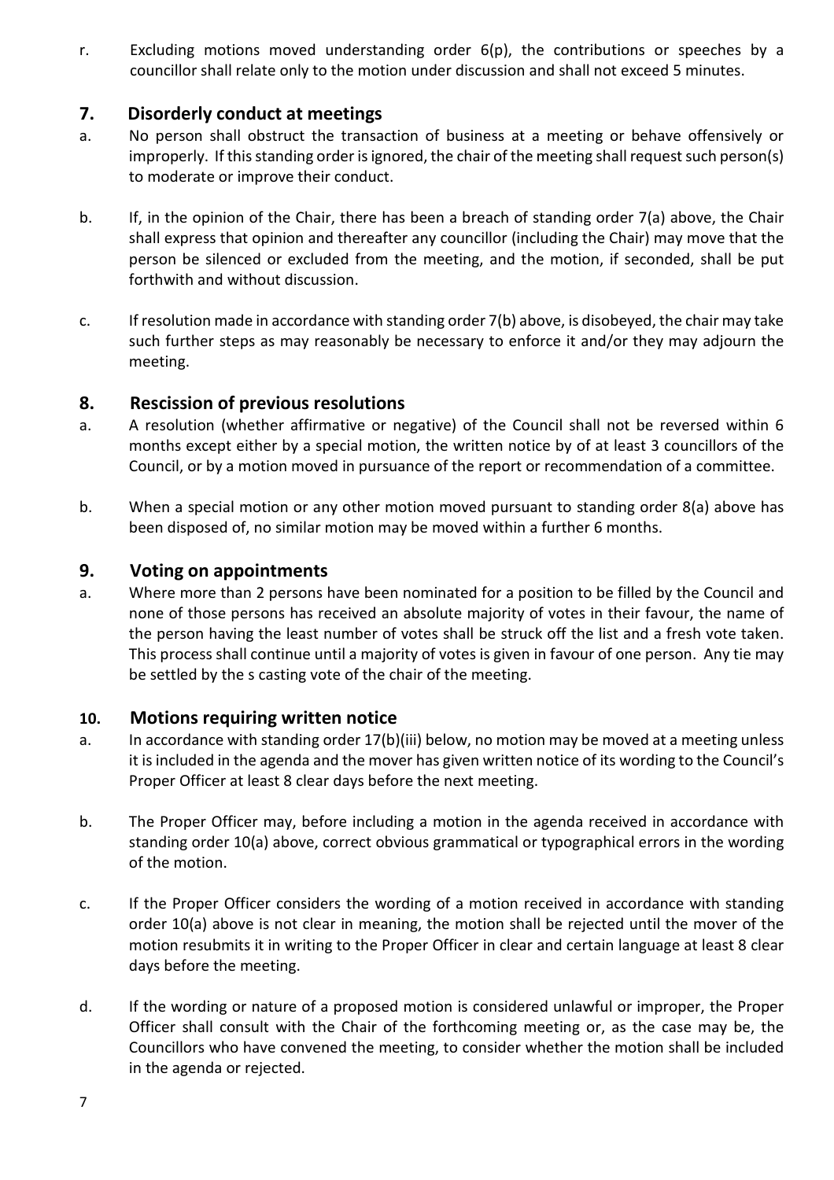r. Excluding motions moved understanding order 6(p), the contributions or speeches by a councillor shall relate only to the motion under discussion and shall not exceed 5 minutes.

## 7. Disorderly conduct at meetings

a. No person shall obstruct the transaction of business at a meeting or behave offensively or improperly. If this standing order is ignored, the chair of the meeting shall request such person(s) to moderate or improve their conduct.

b. If, in the opinion of the Chair, there has been a breach of standing order 7(a) above, the Chair shall express that opinion and thereafter any councillor (including the Chair) may move that the person be silenced or excluded from the meeting, and the motion, if seconded, shall be put forthwith and without discussion.

c. If resolution made in accordance with standing order 7(b) above, is disobeyed, the chair may take such further steps as may reasonably be necessary to enforce it and/or they may adjourn the meeting.

## 8. Rescission of previous resolutions

a. A resolution (whether affirmative or negative) of the Council shall not be reversed within 6 months except either by a special motion, the written notice by of at least 3 councillors of the Council, or by a motion moved in pursuance of the report or recommendation of a committee.

b. When a special motion or any other motion moved pursuant to standing order 8(a) above has been disposed of, no similar motion may be moved within a further 6 months.

## 9. Voting on appointments

a. Where more than 2 persons have been nominated for a position to be filled by the Council and none of those persons has received an absolute majority of votes in their favour, the name of the person having the least number of votes shall be struck off the list and a fresh vote taken. This process shall continue until a majority of votes is given in favour of one person. Any tie may be settled by the s casting vote of the chair of the meeting.

## 10. Motions requiring written notice

a. In accordance with standing order 17(b)(iii) below, no motion may be moved at a meeting unless it is included in the agenda and the mover has given written notice of its wording to the Council's Proper Officer at least 8 clear days before the next meeting.

b. The Proper Officer may, before including a motion in the agenda received in accordance with standing order 10(a) above, correct obvious grammatical or typographical errors in the wording of the motion.

c. If the Proper Officer considers the wording of a motion received in accordance with standing order 10(a) above is not clear in meaning, the motion shall be rejected until the mover of the motion resubmits it in writing to the Proper Officer in clear and certain language at least 8 clear days before the meeting.

d. If the wording or nature of a proposed motion is considered unlawful or improper, the Proper Officer shall consult with the Chair of the forthcoming meeting or, as the case may be, the Councillors who have convened the meeting, to consider whether the motion shall be included in the agenda or rejected.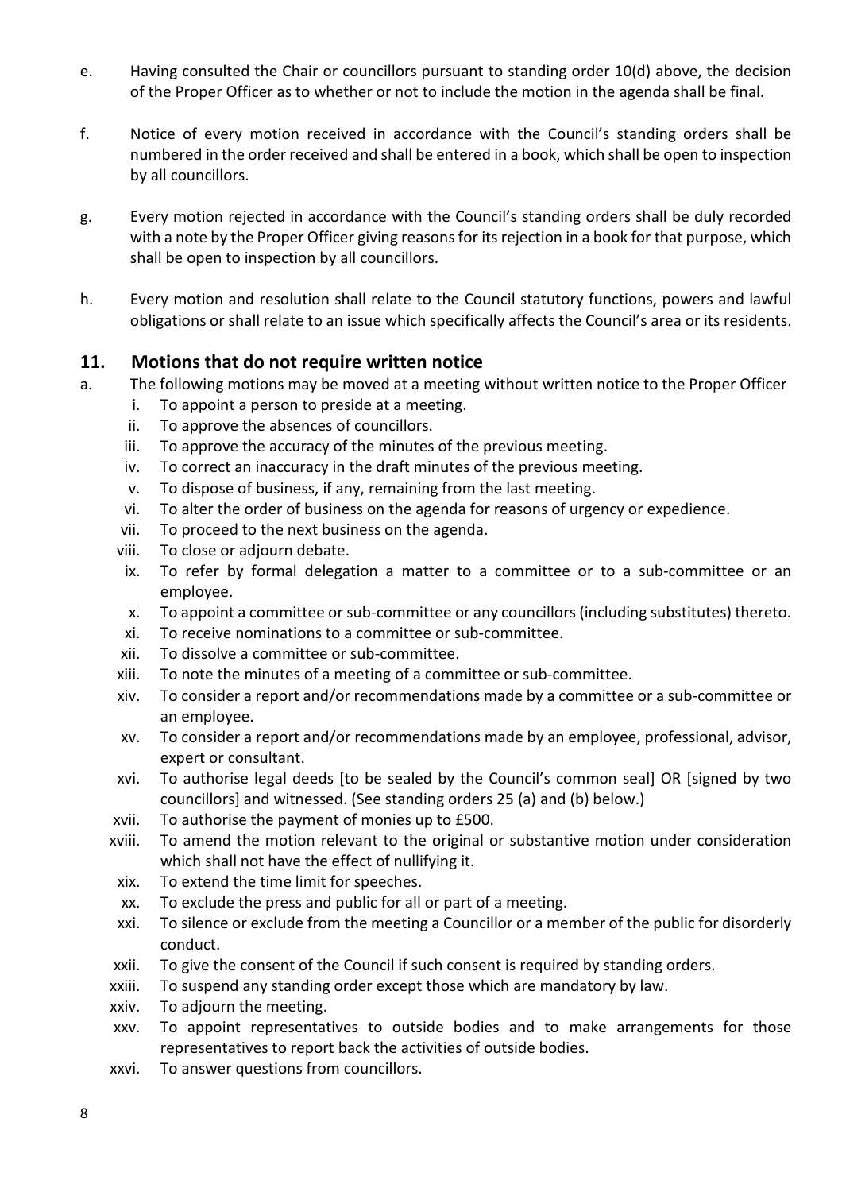e. Having consulted the Chair or councillors pursuant to standing order 10(d) above, the decision of the Proper Officer as to whether or not to include the motion in the agenda shall be final.

f. Notice of every motion received in accordance with the Council's standing orders shall be numbered in the order received and shall be entered in a book, which shall be open to inspection by all councillors.

g. Every motion rejected in accordance with the Council's standing orders shall be duly recorded with a note by the Proper Officer giving reasons for its rejection in a book for that purpose, which shall be open to inspection by all councillors.

h. Every motion and resolution shall relate to the Council statutory functions, powers and lawful obligations or shall relate to an issue which specifically affects the Council's area or its residents.

## 11. Motions that do not require written notice

a. The following motions may be moved at a meeting without written notice to the Proper Officer

- i. To appoint a person to preside at a meeting.
- ii. To approve the absences of councillors.
- iii. To approve the accuracy of the minutes of the previous meeting.
- iv. To correct an inaccuracy in the draft minutes of the previous meeting.
- v. To dispose of business, if any, remaining from the last meeting.
- vi. To alter the order of business on the agenda for reasons of urgency or expedience.
- vii. To proceed to the next business on the agenda.
- viii. To close or adjourn debate.
- ix. To refer by formal delegation a matter to a committee or to a sub-committee or an employee.
- x. To appoint a committee or sub-committee or any councillors (including substitutes) thereto.
- xi. To receive nominations to a committee or sub-committee.
- xii. To dissolve a committee or sub-committee.
- xiii. To note the minutes of a meeting of a committee or sub-committee.
- xiv. To consider a report and/or recommendations made by a committee or a sub-committee or an employee.
- xv. To consider a report and/or recommendations made by an employee, professional, advisor, expert or consultant.
- xvi. To authorise legal deeds [to be sealed by the Council's common seal] OR [signed by two councillors] and witnessed. (See standing orders 25 (a) and (b) below.)
- xvii. To authorise the payment of monies up to £500.
- xviii. To amend the motion relevant to the original or substantive motion under consideration which shall not have the effect of nullifying it.
- xix. To extend the time limit for speeches.
- xx. To exclude the press and public for all or part of a meeting.
- xxi. To silence or exclude from the meeting a Councillor or a member of the public for disorderly conduct.
- xxii. To give the consent of the Council if such consent is required by standing orders.
- xxiii. To suspend any standing order except those which are mandatory by law.
- xxiv. To adjourn the meeting.
- xxv. To appoint representatives to outside bodies and to make arrangements for those representatives to report back the activities of outside bodies.
- xxvi. To answer questions from councillors.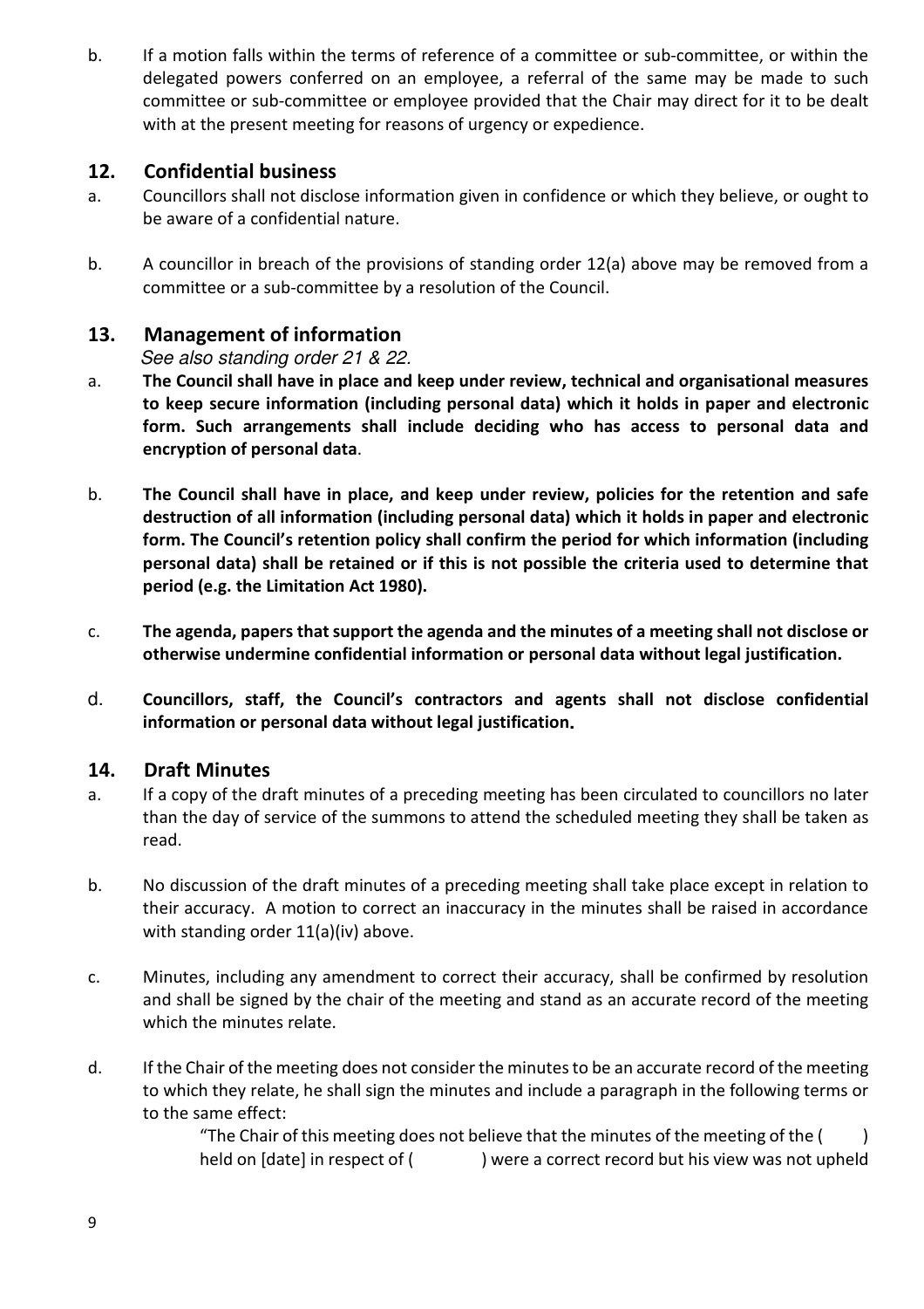b. If a motion falls within the terms of reference of a committee or sub-committee, or within the delegated powers conferred on an employee, a referral of the same may be made to such committee or sub-committee or employee provided that the Chair may direct for it to be dealt with at the present meeting for reasons of urgency or expedience.

## 12. Confidential business

a. Councillors shall not disclose information given in confidence or which they believe, or ought to be aware of a confidential nature.

b. A councillor in breach of the provisions of standing order 12(a) above may be removed from a committee or a sub-committee by a resolution of the Council.

## 13. Management of information

*See also standing order 21 & 22.*

a. **The Council shall have in place and keep under review, technical and organisational measures to keep secure information (including personal data) which it holds in paper and electronic form. Such arrangements shall include deciding who has access to personal data and encryption of personal data**.

b. **The Council shall have in place, and keep under review, policies for the retention and safe destruction of all information (including personal data) which it holds in paper and electronic form. The Council's retention policy shall confirm the period for which information (including personal data) shall be retained or if this is not possible the criteria used to determine that period (e.g. the Limitation Act 1980).**

c. **The agenda, papers that support the agenda and the minutes of a meeting shall not disclose or otherwise undermine confidential information or personal data without legal justification.**

d. **Councillors, staff, the Council's contractors and agents shall not disclose confidential information or personal data without legal justification.**

## 14. Draft Minutes

a. If a copy of the draft minutes of a preceding meeting has been circulated to councillors no later than the day of service of the summons to attend the scheduled meeting they shall be taken as read.

b. No discussion of the draft minutes of a preceding meeting shall take place except in relation to their accuracy. A motion to correct an inaccuracy in the minutes shall be raised in accordance with standing order 11(a)(iv) above.

c. Minutes, including any amendment to correct their accuracy, shall be confirmed by resolution and shall be signed by the chair of the meeting and stand as an accurate record of the meeting which the minutes relate.

d. If the Chair of the meeting does not consider the minutes to be an accurate record of the meeting to which they relate, he shall sign the minutes and include a paragraph in the following terms or to the same effect:

> "The Chair of this meeting does not believe that the minutes of the meeting of the (    ) held on [date] in respect of (    ) were a correct record but his view was not upheld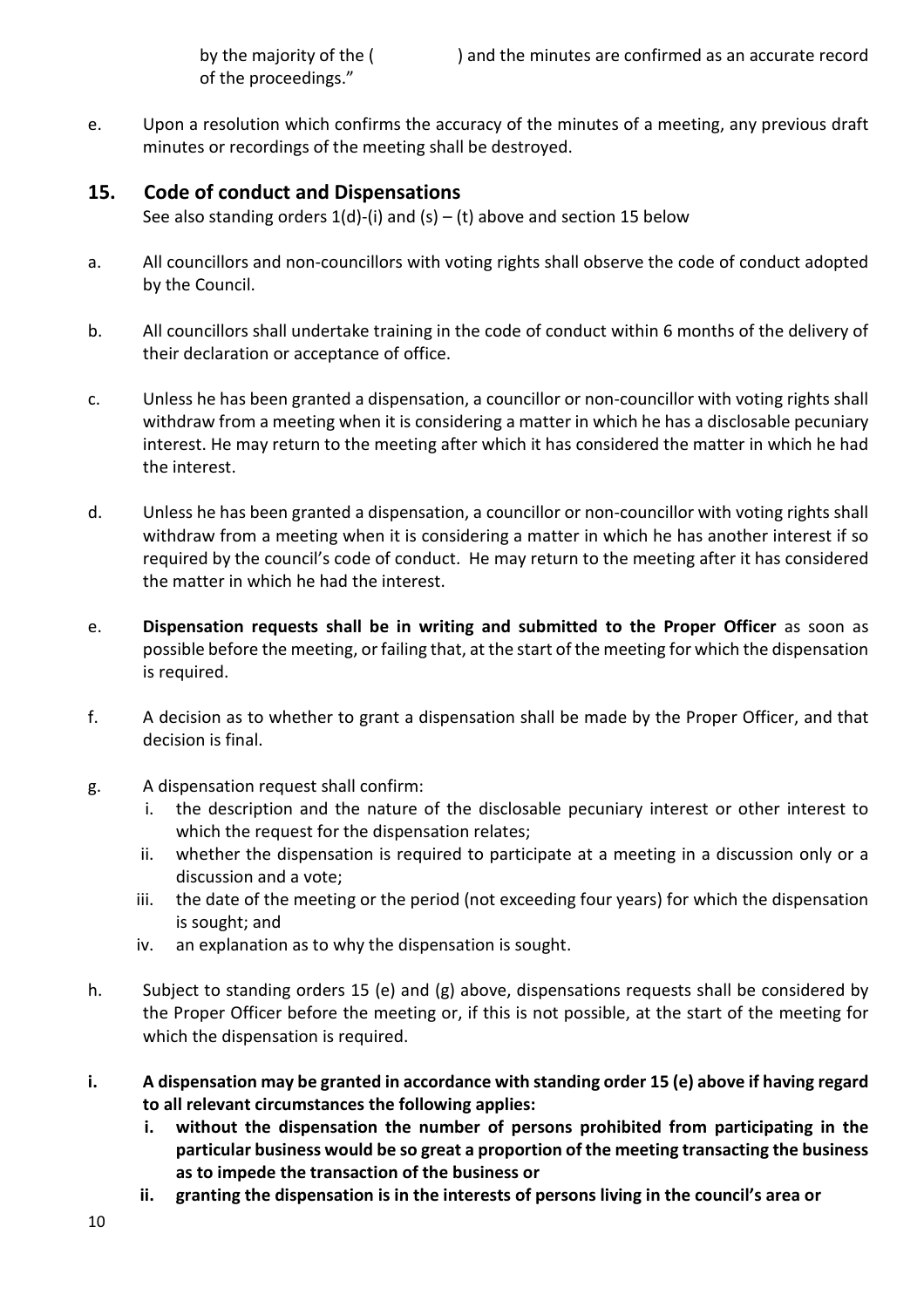by the majority of the (                ) and the minutes are confirmed as an accurate record of the proceedings."

e. Upon a resolution which confirms the accuracy of the minutes of a meeting, any previous draft minutes or recordings of the meeting shall be destroyed.

## 15. Code of conduct and Dispensations

See also standing orders 1(d)-(i) and (s) – (t) above and section 15 below

a. All councillors and non-councillors with voting rights shall observe the code of conduct adopted by the Council.

b. All councillors shall undertake training in the code of conduct within 6 months of the delivery of their declaration or acceptance of office.

c. Unless he has been granted a dispensation, a councillor or non-councillor with voting rights shall withdraw from a meeting when it is considering a matter in which he has a disclosable pecuniary interest. He may return to the meeting after which it has considered the matter in which he had the interest.

d. Unless he has been granted a dispensation, a councillor or non-councillor with voting rights shall withdraw from a meeting when it is considering a matter in which he has another interest if so required by the council's code of conduct. He may return to the meeting after it has considered the matter in which he had the interest.

e. **Dispensation requests shall be in writing and submitted to the Proper Officer** as soon as possible before the meeting, or failing that, at the start of the meeting for which the dispensation is required.

f. A decision as to whether to grant a dispensation shall be made by the Proper Officer, and that decision is final.

g. A dispensation request shall confirm:
   i. the description and the nature of the disclosable pecuniary interest or other interest to which the request for the dispensation relates;
   ii. whether the dispensation is required to participate at a meeting in a discussion only or a discussion and a vote;
   iii. the date of the meeting or the period (not exceeding four years) for which the dispensation is sought; and
   iv. an explanation as to why the dispensation is sought.

h. Subject to standing orders 15 (e) and (g) above, dispensations requests shall be considered by the Proper Officer before the meeting or, if this is not possible, at the start of the meeting for which the dispensation is required.

**i. A dispensation may be granted in accordance with standing order 15 (e) above if having regard to all relevant circumstances the following applies:**
   **i. without the dispensation the number of persons prohibited from participating in the particular business would be so great a proportion of the meeting transacting the business as to impede the transaction of the business or**
   **ii. granting the dispensation is in the interests of persons living in the council's area or**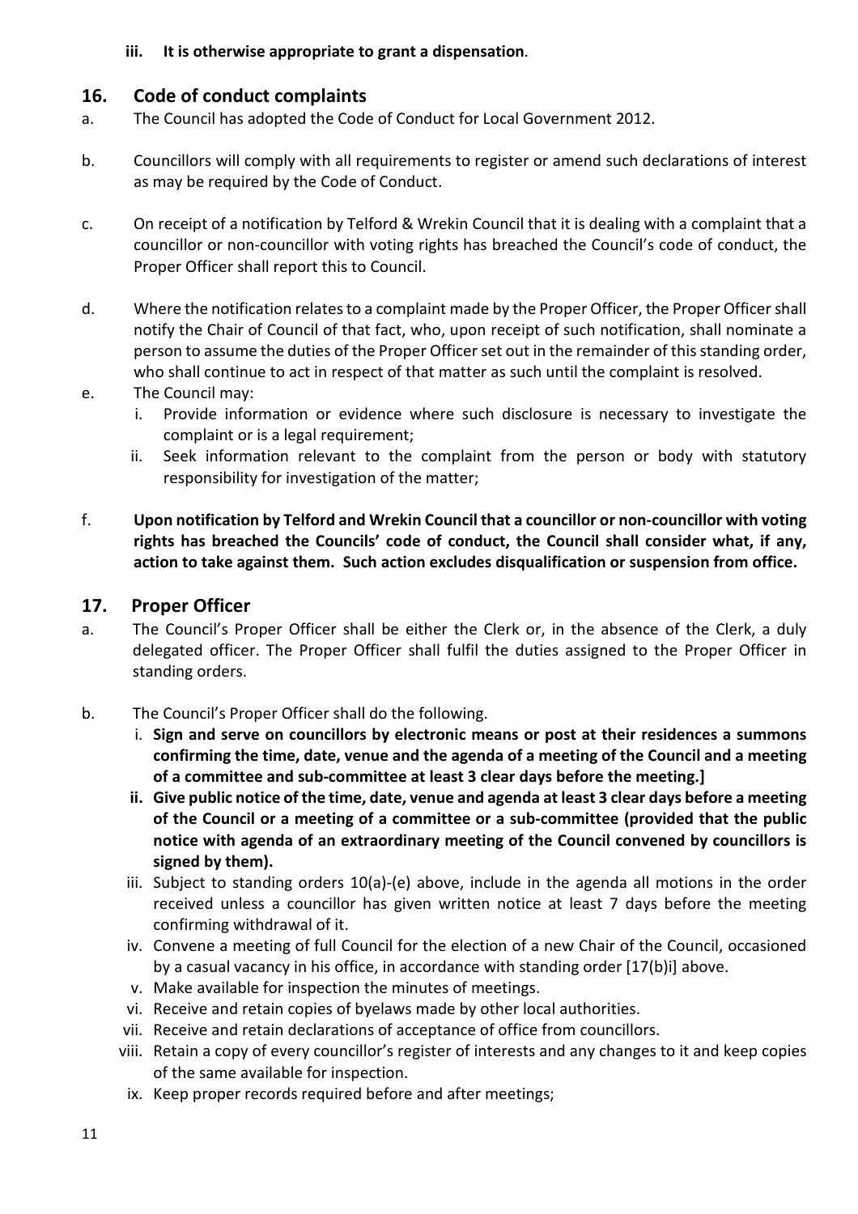**iii. It is otherwise appropriate to grant a dispensation**.

## 16. Code of conduct complaints

a. The Council has adopted the Code of Conduct for Local Government 2012.

b. Councillors will comply with all requirements to register or amend such declarations of interest as may be required by the Code of Conduct.

c. On receipt of a notification by Telford & Wrekin Council that it is dealing with a complaint that a councillor or non-councillor with voting rights has breached the Council's code of conduct, the Proper Officer shall report this to Council.

d. Where the notification relates to a complaint made by the Proper Officer, the Proper Officer shall notify the Chair of Council of that fact, who, upon receipt of such notification, shall nominate a person to assume the duties of the Proper Officer set out in the remainder of this standing order, who shall continue to act in respect of that matter as such until the complaint is resolved.

e. The Council may:
   i. Provide information or evidence where such disclosure is necessary to investigate the complaint or is a legal requirement;
   ii. Seek information relevant to the complaint from the person or body with statutory responsibility for investigation of the matter;

f. **Upon notification by Telford and Wrekin Council that a councillor or non-councillor with voting rights has breached the Councils' code of conduct, the Council shall consider what, if any, action to take against them. Such action excludes disqualification or suspension from office.**

## 17. Proper Officer

a. The Council's Proper Officer shall be either the Clerk or, in the absence of the Clerk, a duly delegated officer. The Proper Officer shall fulfil the duties assigned to the Proper Officer in standing orders.

b. The Council's Proper Officer shall do the following.
   i. **Sign and serve on councillors by electronic means or post at their residences a summons confirming the time, date, venue and the agenda of a meeting of the Council and a meeting of a committee and sub-committee at least 3 clear days before the meeting.]**
   ii. **Give public notice of the time, date, venue and agenda at least 3 clear days before a meeting of the Council or a meeting of a committee or a sub-committee (provided that the public notice with agenda of an extraordinary meeting of the Council convened by councillors is signed by them).**
   iii. Subject to standing orders 10(a)-(e) above, include in the agenda all motions in the order received unless a councillor has given written notice at least 7 days before the meeting confirming withdrawal of it.
   iv. Convene a meeting of full Council for the election of a new Chair of the Council, occasioned by a casual vacancy in his office, in accordance with standing order [17(b)i] above.
   v. Make available for inspection the minutes of meetings.
   vi. Receive and retain copies of byelaws made by other local authorities.
   vii. Receive and retain declarations of acceptance of office from councillors.
   viii. Retain a copy of every councillor's register of interests and any changes to it and keep copies of the same available for inspection.
   ix. Keep proper records required before and after meetings;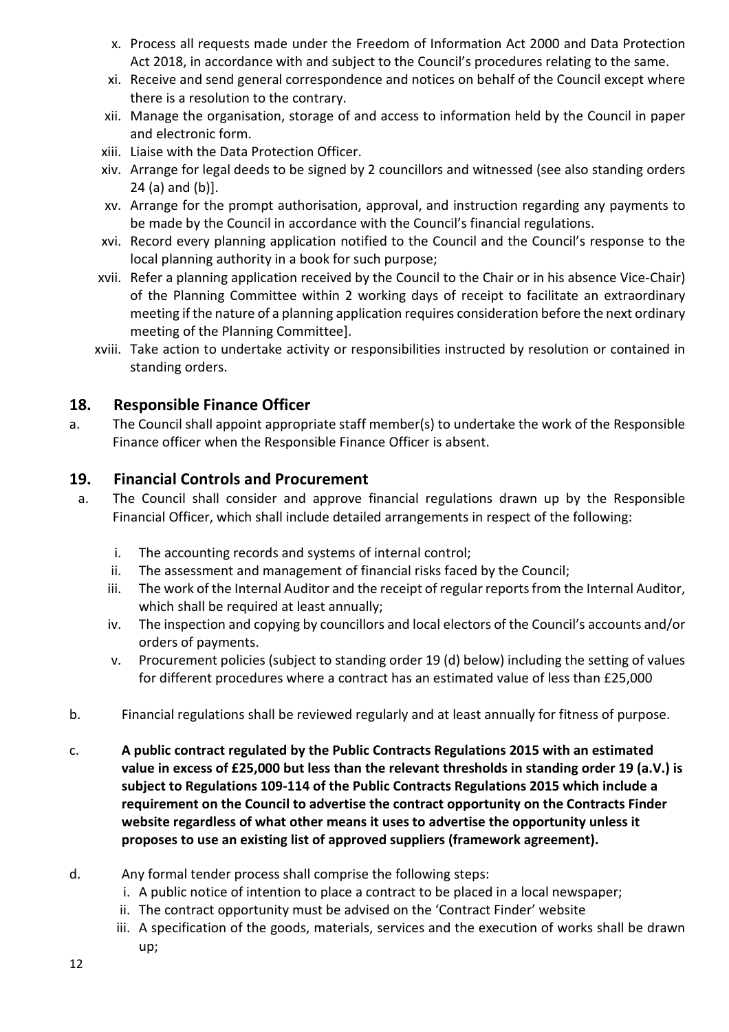x. Process all requests made under the Freedom of Information Act 2000 and Data Protection Act 2018, in accordance with and subject to the Council's procedures relating to the same.
xi. Receive and send general correspondence and notices on behalf of the Council except where there is a resolution to the contrary.
xii. Manage the organisation, storage of and access to information held by the Council in paper and electronic form.
xiii. Liaise with the Data Protection Officer.
xiv. Arrange for legal deeds to be signed by 2 councillors and witnessed (see also standing orders 24 (a) and (b)].
xv. Arrange for the prompt authorisation, approval, and instruction regarding any payments to be made by the Council in accordance with the Council's financial regulations.
xvi. Record every planning application notified to the Council and the Council's response to the local planning authority in a book for such purpose;
xvii. Refer a planning application received by the Council to the Chair or in his absence Vice-Chair) of the Planning Committee within 2 working days of receipt to facilitate an extraordinary meeting if the nature of a planning application requires consideration before the next ordinary meeting of the Planning Committee].
xviii. Take action to undertake activity or responsibilities instructed by resolution or contained in standing orders.

## 18. Responsible Finance Officer

a. The Council shall appoint appropriate staff member(s) to undertake the work of the Responsible Finance officer when the Responsible Finance Officer is absent.

## 19. Financial Controls and Procurement

a. The Council shall consider and approve financial regulations drawn up by the Responsible Financial Officer, which shall include detailed arrangements in respect of the following:

   i. The accounting records and systems of internal control;
   ii. The assessment and management of financial risks faced by the Council;
   iii. The work of the Internal Auditor and the receipt of regular reports from the Internal Auditor, which shall be required at least annually;
   iv. The inspection and copying by councillors and local electors of the Council's accounts and/or orders of payments.
   v. Procurement policies (subject to standing order 19 (d) below) including the setting of values for different procedures where a contract has an estimated value of less than £25,000

b. Financial regulations shall be reviewed regularly and at least annually for fitness of purpose.

c. **A public contract regulated by the Public Contracts Regulations 2015 with an estimated value in excess of £25,000 but less than the relevant thresholds in standing order 19 (a.V.) is subject to Regulations 109-114 of the Public Contracts Regulations 2015 which include a requirement on the Council to advertise the contract opportunity on the Contracts Finder website regardless of what other means it uses to advertise the opportunity unless it proposes to use an existing list of approved suppliers (framework agreement).**

d. Any formal tender process shall comprise the following steps:
   i. A public notice of intention to place a contract to be placed in a local newspaper;
   ii. The contract opportunity must be advised on the 'Contract Finder' website
   iii. A specification of the goods, materials, services and the execution of works shall be drawn up;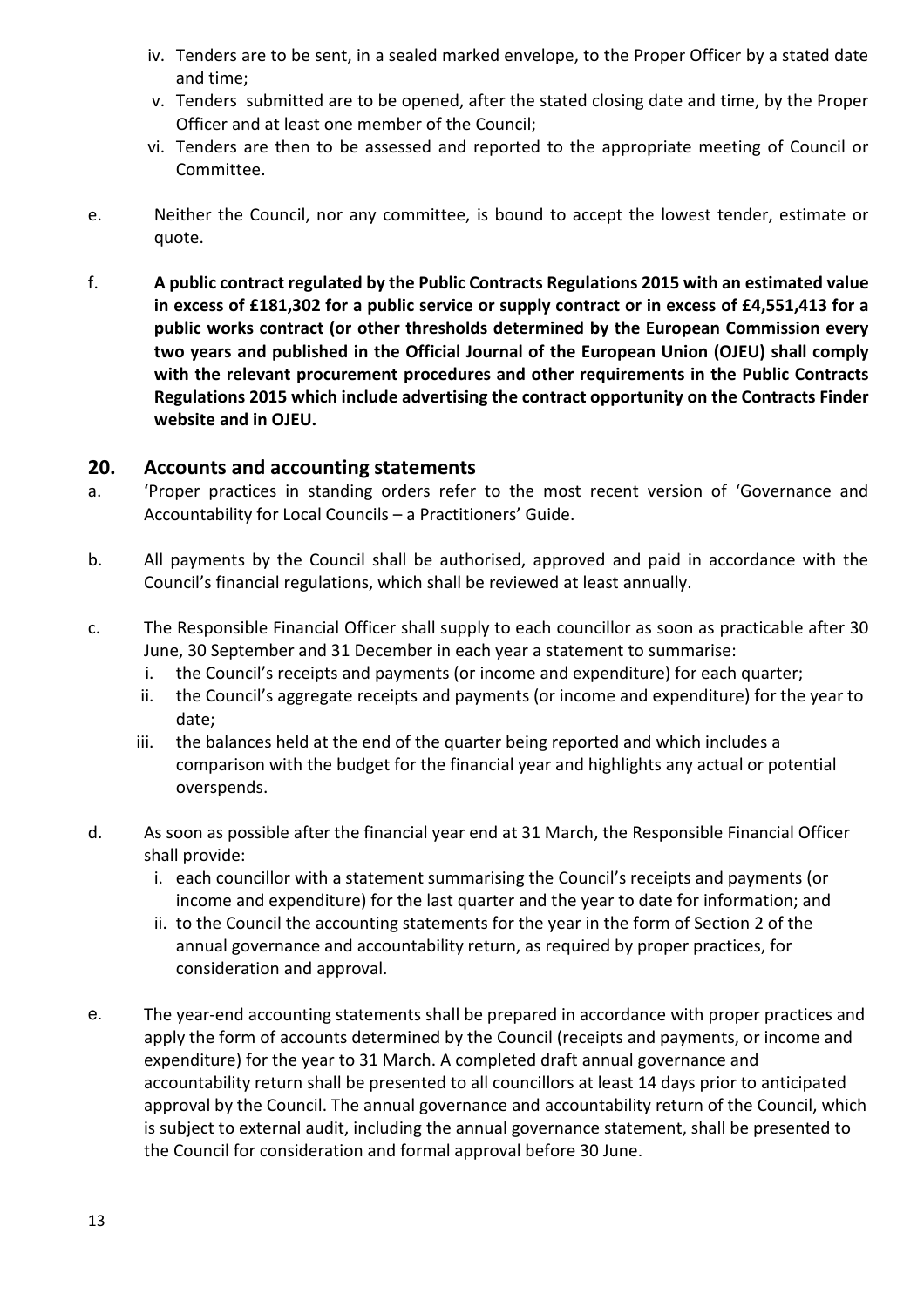iv. Tenders are to be sent, in a sealed marked envelope, to the Proper Officer by a stated date and time;

v. Tenders submitted are to be opened, after the stated closing date and time, by the Proper Officer and at least one member of the Council;

vi. Tenders are then to be assessed and reported to the appropriate meeting of Council or Committee.

e. Neither the Council, nor any committee, is bound to accept the lowest tender, estimate or quote.

f. **A public contract regulated by the Public Contracts Regulations 2015 with an estimated value in excess of £181,302 for a public service or supply contract or in excess of £4,551,413 for a public works contract (or other thresholds determined by the European Commission every two years and published in the Official Journal of the European Union (OJEU) shall comply with the relevant procurement procedures and other requirements in the Public Contracts Regulations 2015 which include advertising the contract opportunity on the Contracts Finder website and in OJEU.**

## 20. Accounts and accounting statements

a. 'Proper practices in standing orders refer to the most recent version of 'Governance and Accountability for Local Councils – a Practitioners' Guide.

b. All payments by the Council shall be authorised, approved and paid in accordance with the Council's financial regulations, which shall be reviewed at least annually.

c. The Responsible Financial Officer shall supply to each councillor as soon as practicable after 30 June, 30 September and 31 December in each year a statement to summarise:

i. the Council's receipts and payments (or income and expenditure) for each quarter;

ii. the Council's aggregate receipts and payments (or income and expenditure) for the year to date;

iii. the balances held at the end of the quarter being reported and which includes a comparison with the budget for the financial year and highlights any actual or potential overspends.

d. As soon as possible after the financial year end at 31 March, the Responsible Financial Officer shall provide:

i. each councillor with a statement summarising the Council's receipts and payments (or income and expenditure) for the last quarter and the year to date for information; and

ii. to the Council the accounting statements for the year in the form of Section 2 of the annual governance and accountability return, as required by proper practices, for consideration and approval.

e. The year-end accounting statements shall be prepared in accordance with proper practices and apply the form of accounts determined by the Council (receipts and payments, or income and expenditure) for the year to 31 March. A completed draft annual governance and accountability return shall be presented to all councillors at least 14 days prior to anticipated approval by the Council. The annual governance and accountability return of the Council, which is subject to external audit, including the annual governance statement, shall be presented to the Council for consideration and formal approval before 30 June.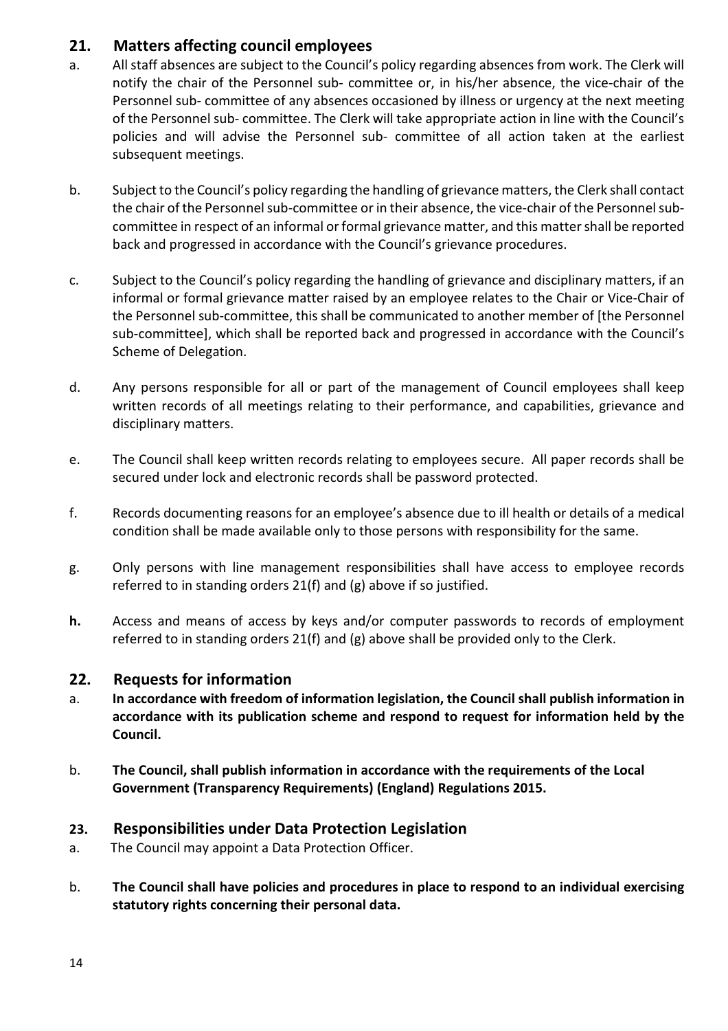## 21. Matters affecting council employees

a. All staff absences are subject to the Council's policy regarding absences from work. The Clerk will notify the chair of the Personnel sub- committee or, in his/her absence, the vice-chair of the Personnel sub- committee of any absences occasioned by illness or urgency at the next meeting of the Personnel sub- committee. The Clerk will take appropriate action in line with the Council's policies and will advise the Personnel sub- committee of all action taken at the earliest subsequent meetings.

b. Subject to the Council's policy regarding the handling of grievance matters, the Clerk shall contact the chair of the Personnel sub-committee or in their absence, the vice-chair of the Personnel sub-committee in respect of an informal or formal grievance matter, and this matter shall be reported back and progressed in accordance with the Council's grievance procedures.

c. Subject to the Council's policy regarding the handling of grievance and disciplinary matters, if an informal or formal grievance matter raised by an employee relates to the Chair or Vice-Chair of the Personnel sub-committee, this shall be communicated to another member of [the Personnel sub-committee], which shall be reported back and progressed in accordance with the Council's Scheme of Delegation.

d. Any persons responsible for all or part of the management of Council employees shall keep written records of all meetings relating to their performance, and capabilities, grievance and disciplinary matters.

e. The Council shall keep written records relating to employees secure. All paper records shall be secured under lock and electronic records shall be password protected.

f. Records documenting reasons for an employee's absence due to ill health or details of a medical condition shall be made available only to those persons with responsibility for the same.

g. Only persons with line management responsibilities shall have access to employee records referred to in standing orders 21(f) and (g) above if so justified.

**h.** Access and means of access by keys and/or computer passwords to records of employment referred to in standing orders 21(f) and (g) above shall be provided only to the Clerk.

## 22. Requests for information

a. **In accordance with freedom of information legislation, the Council shall publish information in accordance with its publication scheme and respond to request for information held by the Council.**

b. **The Council, shall publish information in accordance with the requirements of the Local Government (Transparency Requirements) (England) Regulations 2015.**

## 23. Responsibilities under Data Protection Legislation

a. The Council may appoint a Data Protection Officer.

b. **The Council shall have policies and procedures in place to respond to an individual exercising statutory rights concerning their personal data.**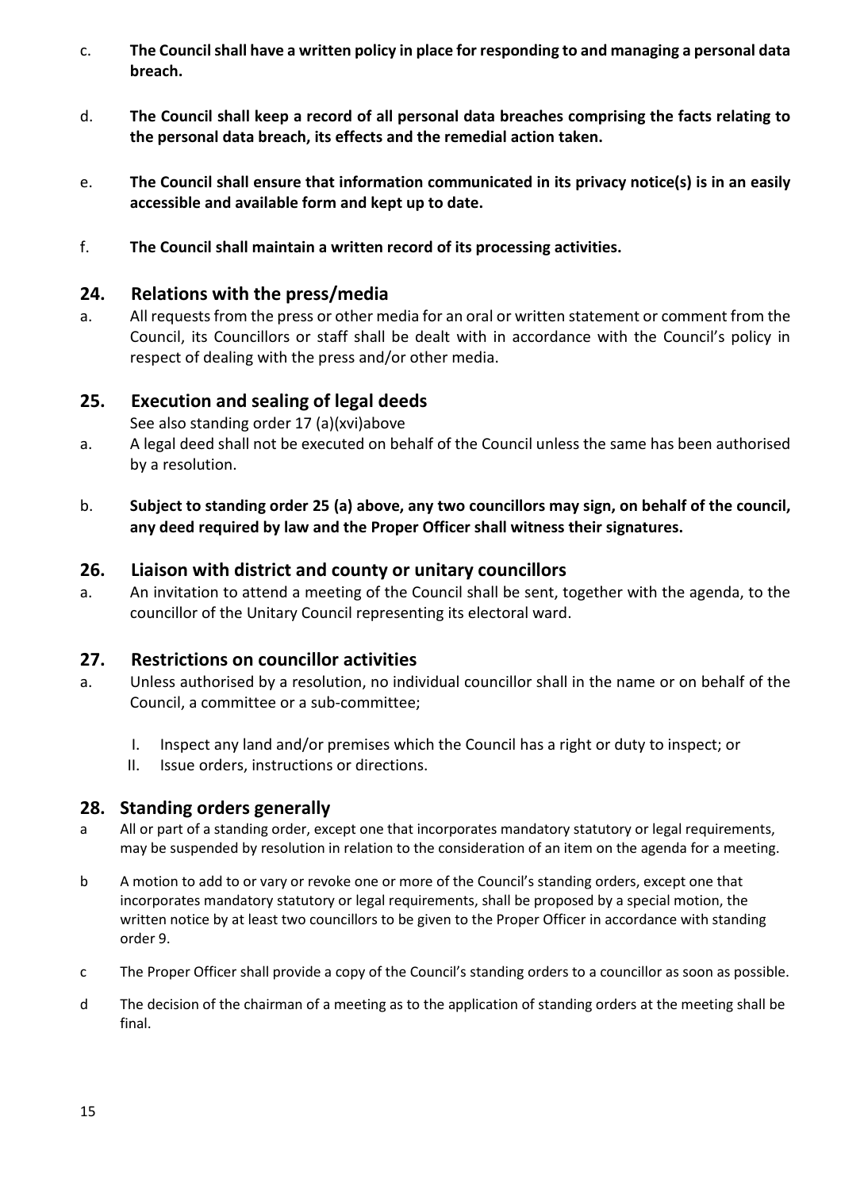c. **The Council shall have a written policy in place for responding to and managing a personal data breach.**

d. **The Council shall keep a record of all personal data breaches comprising the facts relating to the personal data breach, its effects and the remedial action taken.**

e. **The Council shall ensure that information communicated in its privacy notice(s) is in an easily accessible and available form and kept up to date.**

f. **The Council shall maintain a written record of its processing activities.**

## 24. Relations with the press/media

a. All requests from the press or other media for an oral or written statement or comment from the Council, its Councillors or staff shall be dealt with in accordance with the Council's policy in respect of dealing with the press and/or other media.

## 25. Execution and sealing of legal deeds

See also standing order 17 (a)(xvi)above

a. A legal deed shall not be executed on behalf of the Council unless the same has been authorised by a resolution.

b. **Subject to standing order 25 (a) above, any two councillors may sign, on behalf of the council, any deed required by law and the Proper Officer shall witness their signatures.**

## 26. Liaison with district and county or unitary councillors

a. An invitation to attend a meeting of the Council shall be sent, together with the agenda, to the councillor of the Unitary Council representing its electoral ward.

## 27. Restrictions on councillor activities

a. Unless authorised by a resolution, no individual councillor shall in the name or on behalf of the Council, a committee or a sub-committee;

   I. Inspect any land and/or premises which the Council has a right or duty to inspect; or
   II. Issue orders, instructions or directions.

## 28. Standing orders generally

a All or part of a standing order, except one that incorporates mandatory statutory or legal requirements, may be suspended by resolution in relation to the consideration of an item on the agenda for a meeting.

b A motion to add to or vary or revoke one or more of the Council's standing orders, except one that incorporates mandatory statutory or legal requirements, shall be proposed by a special motion, the written notice by at least two councillors to be given to the Proper Officer in accordance with standing order 9.

c The Proper Officer shall provide a copy of the Council's standing orders to a councillor as soon as possible.

d The decision of the chairman of a meeting as to the application of standing orders at the meeting shall be final.